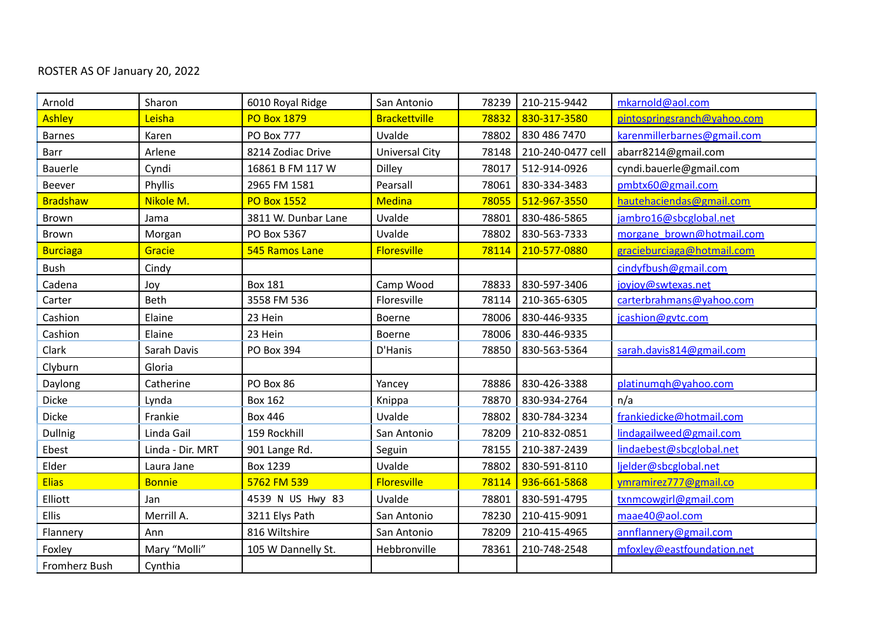ROSTER AS OF January 20, 2022

| | | | | | | |
|---|---|---|---|---|---|---|
| Arnold | Sharon | 6010 Royal Ridge | San Antonio | 78239 | 210-215-9442 | mkarnold@aol.com |
| Ashley | Leisha | PO Box 1879 | Brackettville | 78832 | 830-317-3580 | pintospringsranch@yahoo.com |
| Barnes | Karen | PO Box 777 | Uvalde | 78802 | 830 486 7470 | karenmillerbarnes@gmail.com |
| Barr | Arlene | 8214 Zodiac Drive | Universal City | 78148 | 210-240-0477 cell | abarr8214@gmail.com |
| Bauerle | Cyndi | 16861 B FM 117 W | Dilley | 78017 | 512-914-0926 | cyndi.bauerle@gmail.com |
| Beever | Phyllis | 2965 FM 1581 | Pearsall | 78061 | 830-334-3483 | pmbtx60@gmail.com |
| Bradshaw | Nikole M. | PO Box 1552 | Medina | 78055 | 512-967-3550 | hautehaciendas@gmail.com |
| Brown | Jama | 3811 W. Dunbar Lane | Uvalde | 78801 | 830-486-5865 | jambro16@sbcglobal.net |
| Brown | Morgan | PO Box 5367 | Uvalde | 78802 | 830-563-7333 | morgane_brown@hotmail.com |
| Burciaga | Gracie | 545 Ramos Lane | Floresville | 78114 | 210-577-0880 | gracieburciaga@hotmail.com |
| Bush | Cindy | | | | | cindyfbush@gmail.com |
| Cadena | Joy | Box 181 | Camp Wood | 78833 | 830-597-3406 | joyjoy@swtexas.net |
| Carter | Beth | 3558 FM 536 | Floresville | 78114 | 210-365-6305 | carterbrahmans@yahoo.com |
| Cashion | Elaine | 23 Hein | Boerne | 78006 | 830-446-9335 | jcashion@gvtc.com |
| Cashion | Elaine | 23 Hein | Boerne | 78006 | 830-446-9335 | |
| Clark | Sarah Davis | PO Box 394 | D'Hanis | 78850 | 830-563-5364 | sarah.davis814@gmail.com |
| Clyburn | Gloria | | | | | |
| Daylong | Catherine | PO Box 86 | Yancey | 78886 | 830-426-3388 | platinumqh@yahoo.com |
| Dicke | Lynda | Box 162 | Knippa | 78870 | 830-934-2764 | n/a |
| Dicke | Frankie | Box 446 | Uvalde | 78802 | 830-784-3234 | frankiedicke@hotmail.com |
| Dullnig | Linda Gail | 159 Rockhill | San Antonio | 78209 | 210-832-0851 | lindagailweed@gmail.com |
| Ebest | Linda - Dir. MRT | 901 Lange Rd. | Seguin | 78155 | 210-387-2439 | lindaebest@sbcglobal.net |
| Elder | Laura Jane | Box 1239 | Uvalde | 78802 | 830-591-8110 | ljelder@sbcglobal.net |
| Elias | Bonnie | 5762 FM 539 | Floresville | 78114 | 936-661-5868 | ymramirez777@gmail.co |
| Elliott | Jan | 4539 N US Hwy 83 | Uvalde | 78801 | 830-591-4795 | txnmcowgirl@gmail.com |
| Ellis | Merrill A. | 3211 Elys Path | San Antonio | 78230 | 210-415-9091 | maae40@aol.com |
| Flannery | Ann | 816 Wiltshire | San Antonio | 78209 | 210-415-4965 | annflannery@gmail.com |
| Foxley | Mary "Molli" | 105 W Dannelly St. | Hebbronville | 78361 | 210-748-2548 | mfoxley@eastfoundation.net |
| Fromherz Bush | Cynthia | | | | | |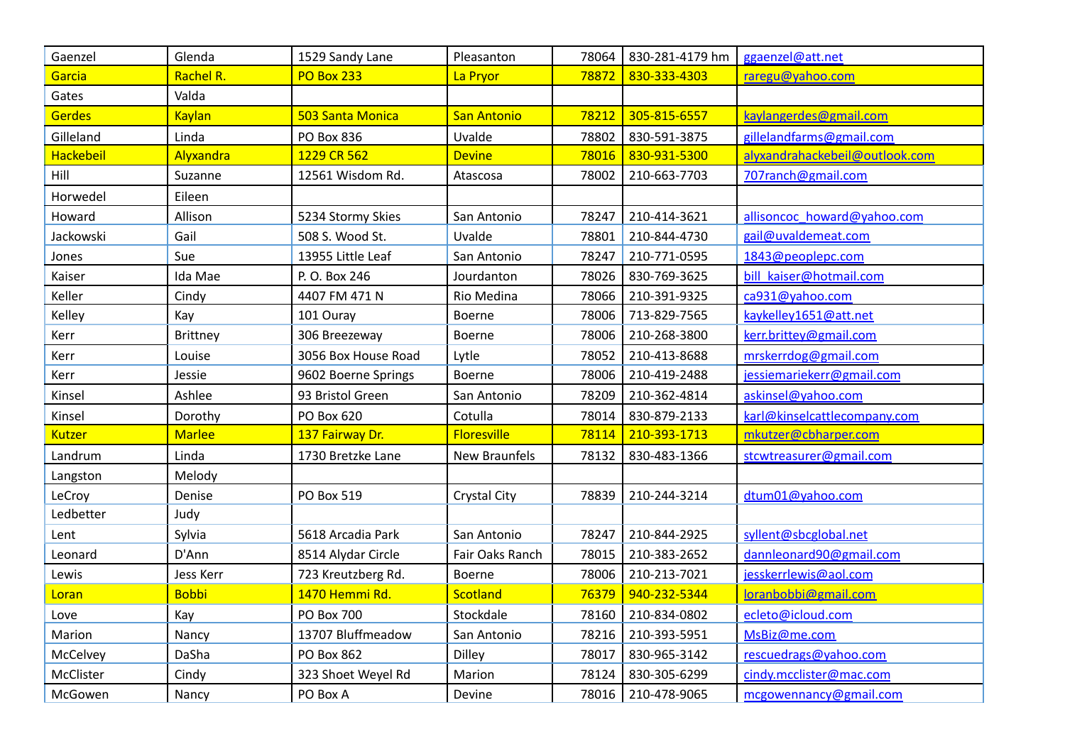| Gaenzel | Glenda | 1529 Sandy Lane | Pleasanton | 78064 | 830-281-4179 hm | ggaenzel@att.net |
|---|---|---|---|---|---|---|
| Garcia | Rachel R. | PO Box 233 | La Pryor | 78872 | 830-333-4303 | raregu@yahoo.com |
| Gates | Valda | | | | | |
| Gerdes | Kaylan | 503 Santa Monica | San Antonio | 78212 | 305-815-6557 | kaylangerdes@gmail.com |
| Gilleland | Linda | PO Box 836 | Uvalde | 78802 | 830-591-3875 | gillelandfarms@gmail.com |
| Hackebeil | Alyxandra | 1229 CR 562 | Devine | 78016 | 830-931-5300 | alyxandrahackebeil@outlook.com |
| Hill | Suzanne | 12561 Wisdom Rd. | Atascosa | 78002 | 210-663-7703 | 707ranch@gmail.com |
| Horwedel | Eileen | | | | | |
| Howard | Allison | 5234 Stormy Skies | San Antonio | 78247 | 210-414-3621 | allisoncoc_howard@yahoo.com |
| Jackowski | Gail | 508 S. Wood St. | Uvalde | 78801 | 210-844-4730 | gail@uvaldemeat.com |
| Jones | Sue | 13955 Little Leaf | San Antonio | 78247 | 210-771-0595 | 1843@peoplepc.com |
| Kaiser | Ida Mae | P. O. Box 246 | Jourdanton | 78026 | 830-769-3625 | bill_kaiser@hotmail.com |
| Keller | Cindy | 4407 FM 471 N | Rio Medina | 78066 | 210-391-9325 | ca931@yahoo.com |
| Kelley | Kay | 101 Ouray | Boerne | 78006 | 713-829-7565 | kaykelley1651@att.net |
| Kerr | Brittney | 306 Breezeway | Boerne | 78006 | 210-268-3800 | kerr.brittey@gmail.com |
| Kerr | Louise | 3056 Box House Road | Lytle | 78052 | 210-413-8688 | mrskerrdog@gmail.com |
| Kerr | Jessie | 9602 Boerne Springs | Boerne | 78006 | 210-419-2488 | jessiemariekerr@gmail.com |
| Kinsel | Ashlee | 93 Bristol Green | San Antonio | 78209 | 210-362-4814 | askinsel@yahoo.com |
| Kinsel | Dorothy | PO Box 620 | Cotulla | 78014 | 830-879-2133 | karl@kinselcattlecompany.com |
| Kutzer | Marlee | 137 Fairway Dr. | Floresville | 78114 | 210-393-1713 | mkutzer@cbharper.com |
| Landrum | Linda | 1730 Bretzke Lane | New Braunfels | 78132 | 830-483-1366 | stcwtreasurer@gmail.com |
| Langston | Melody | | | | | |
| LeCroy | Denise | PO Box 519 | Crystal City | 78839 | 210-244-3214 | dtum01@yahoo.com |
| Ledbetter | Judy | | | | | |
| Lent | Sylvia | 5618 Arcadia Park | San Antonio | 78247 | 210-844-2925 | syllent@sbcglobal.net |
| Leonard | D'Ann | 8514 Alydar Circle | Fair Oaks Ranch | 78015 | 210-383-2652 | dannleonard90@gmail.com |
| Lewis | Jess Kerr | 723 Kreutzberg Rd. | Boerne | 78006 | 210-213-7021 | jesskerrlewis@aol.com |
| Loran | Bobbi | 1470 Hemmi Rd. | Scotland | 76379 | 940-232-5344 | loranbobbi@gmail.com |
| Love | Kay | PO Box 700 | Stockdale | 78160 | 210-834-0802 | ecleto@icloud.com |
| Marion | Nancy | 13707 Bluffmeadow | San Antonio | 78216 | 210-393-5951 | MsBiz@me.com |
| McCelvey | DaSha | PO Box 862 | Dilley | 78017 | 830-965-3142 | rescuedrags@yahoo.com |
| McClister | Cindy | 323 Shoet Weyel Rd | Marion | 78124 | 830-305-6299 | cindy.mcclister@mac.com |
| McGowen | Nancy | PO Box A | Devine | 78016 | 210-478-9065 | mcgowennancy@gmail.com |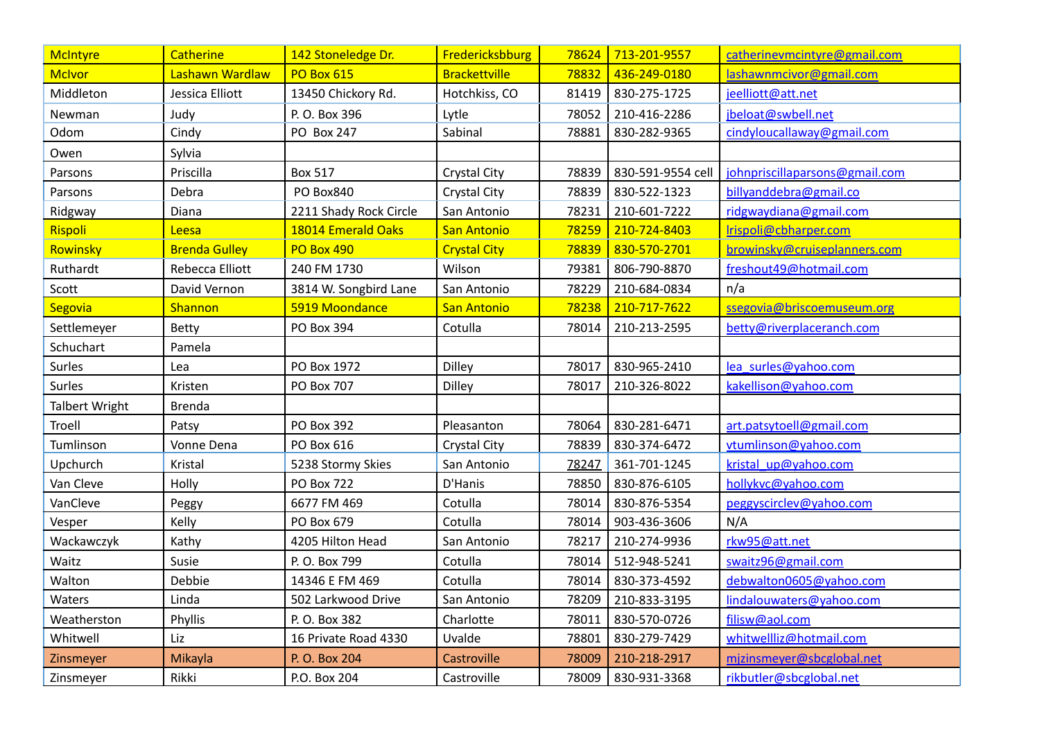| McIntyre | Catherine | 142 Stoneledge Dr. | Fredericksbburg | 78624 | 713-201-9557 | catherinevmcintyre@gmail.com |
|---|---|---|---|---|---|---|
| McIvor | Lashawn Wardlaw | PO Box 615 | Brackettville | 78832 | 436-249-0180 | lashawnmcivor@gmail.com |
| Middleton | Jessica Elliott | 13450 Chickory Rd. | Hotchkiss, CO | 81419 | 830-275-1725 | jeelliott@att.net |
| Newman | Judy | P. O. Box 396 | Lytle | 78052 | 210-416-2286 | jbeloat@swbell.net |
| Odom | Cindy | PO Box 247 | Sabinal | 78881 | 830-282-9365 | cindyloucallaway@gmail.com |
| Owen | Sylvia | | | | | |
| Parsons | Priscilla | Box 517 | Crystal City | 78839 | 830-591-9554 cell | johnpriscillaparsons@gmail.com |
| Parsons | Debra | PO Box840 | Crystal City | 78839 | 830-522-1323 | billyanddebra@gmail.co |
| Ridgway | Diana | 2211 Shady Rock Circle | San Antonio | 78231 | 210-601-7222 | ridgwaydiana@gmail.com |
| Rispoli | Leesa | 18014 Emerald Oaks | San Antonio | 78259 | 210-724-8403 | lrispoli@cbharper.com |
| Rowinsky | Brenda Gulley | PO Box 490 | Crystal City | 78839 | 830-570-2701 | browinsky@cruiseplanners.com |
| Ruthardt | Rebecca Elliott | 240 FM 1730 | Wilson | 79381 | 806-790-8870 | freshout49@hotmail.com |
| Scott | David Vernon | 3814 W. Songbird Lane | San Antonio | 78229 | 210-684-0834 | n/a |
| Segovia | Shannon | 5919 Moondance | San Antonio | 78238 | 210-717-7622 | ssegovia@briscoemuseum.org |
| Settlemeyer | Betty | PO Box 394 | Cotulla | 78014 | 210-213-2595 | betty@riverplaceranch.com |
| Schuchart | Pamela | | | | | |
| Surles | Lea | PO Box 1972 | Dilley | 78017 | 830-965-2410 | lea_surles@yahoo.com |
| Surles | Kristen | PO Box 707 | Dilley | 78017 | 210-326-8022 | kakellison@yahoo.com |
| Talbert Wright | Brenda | | | | | |
| Troell | Patsy | PO Box 392 | Pleasanton | 78064 | 830-281-6471 | art.patsytoell@gmail.com |
| Tumlinson | Vonne Dena | PO Box 616 | Crystal City | 78839 | 830-374-6472 | vtumlinson@yahoo.com |
| Upchurch | Kristal | 5238 Stormy Skies | San Antonio | 78247 | 361-701-1245 | kristal_up@yahoo.com |
| Van Cleve | Holly | PO Box 722 | D'Hanis | 78850 | 830-876-6105 | hollykvc@yahoo.com |
| VanCleve | Peggy | 6677 FM 469 | Cotulla | 78014 | 830-876-5354 | peggyscirclev@yahoo.com |
| Vesper | Kelly | PO Box 679 | Cotulla | 78014 | 903-436-3606 | N/A |
| Wackawczyk | Kathy | 4205 Hilton Head | San Antonio | 78217 | 210-274-9936 | rkw95@att.net |
| Waitz | Susie | P. O. Box 799 | Cotulla | 78014 | 512-948-5241 | swaitz96@gmail.com |
| Walton | Debbie | 14346 E FM 469 | Cotulla | 78014 | 830-373-4592 | debwalton0605@yahoo.com |
| Waters | Linda | 502 Larkwood Drive | San Antonio | 78209 | 210-833-3195 | lindalouwaters@yahoo.com |
| Weatherston | Phyllis | P. O. Box 382 | Charlotte | 78011 | 830-570-0726 | filisw@aol.com |
| Whitwell | Liz | 16 Private Road 4330 | Uvalde | 78801 | 830-279-7429 | whitwellliz@hotmail.com |
| Zinsmeyer | Mikayla | P. O. Box 204 | Castroville | 78009 | 210-218-2917 | mjzinsmeyer@sbcglobal.net |
| Zinsmeyer | Rikki | P.O. Box 204 | Castroville | 78009 | 830-931-3368 | rikbutler@sbcglobal.net |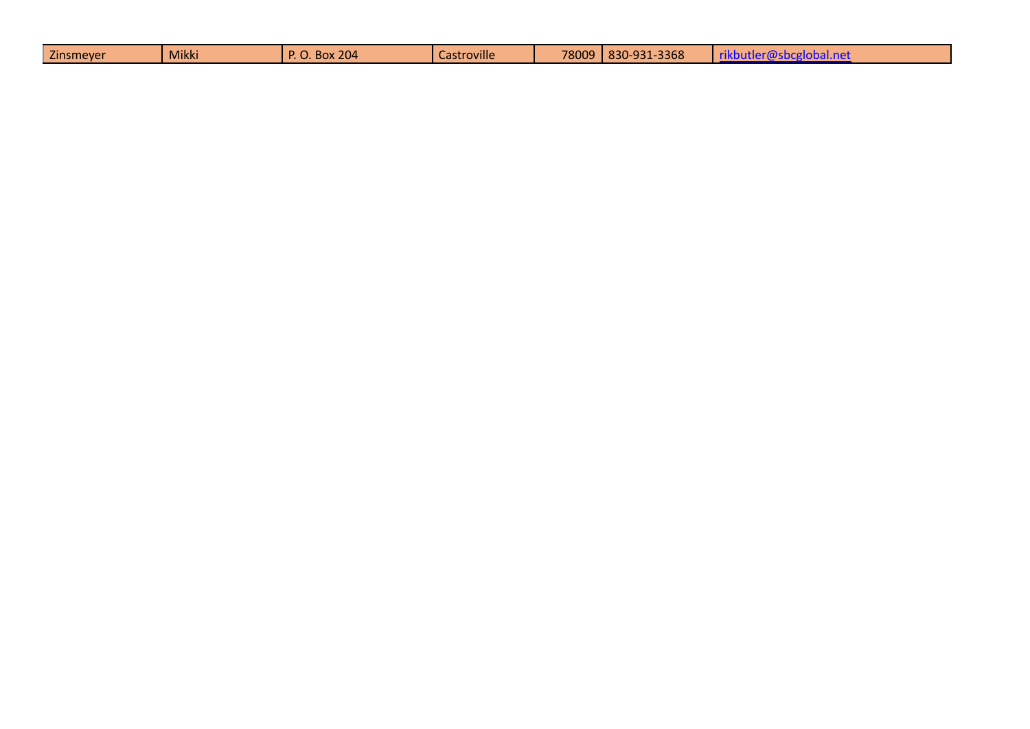| | | | | | | |
|---|---|---|---|---|---|---|
| Zinsmeyer | Mikki | P. O. Box 204 | Castroville | 78009 | 830-931-3368 | rikbutler@sbcglobal.net |